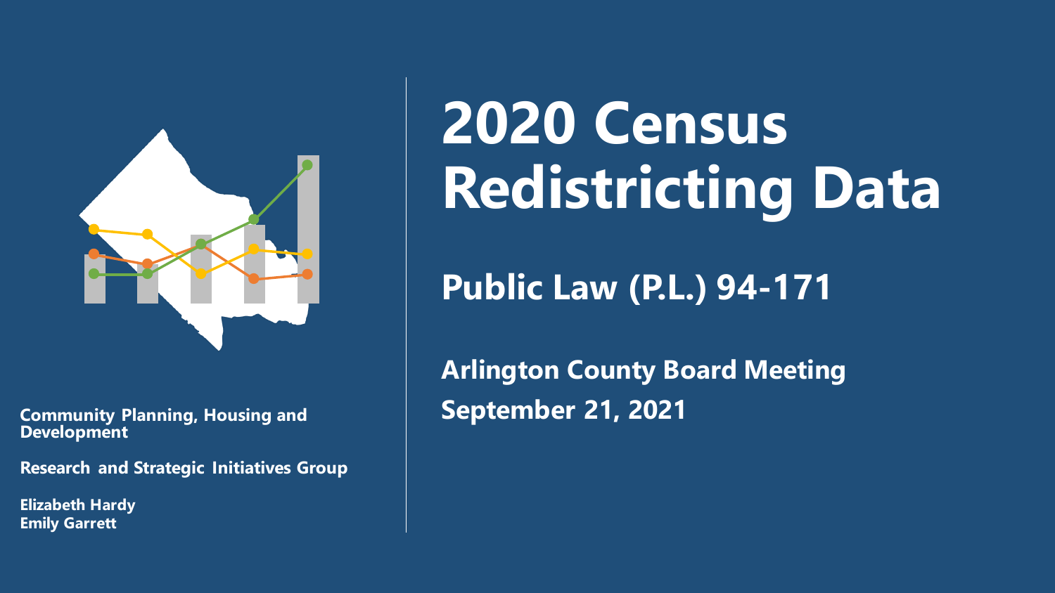# 2020 Census Redistricting Data

## Public Law (P.L.) 94-171

**Arlington County Board Meeting**
**September 21, 2021**

**Community Planning, Housing and Development**

**Research and Strategic Initiatives Group**

**Elizabeth Hardy**
**Emily Garrett**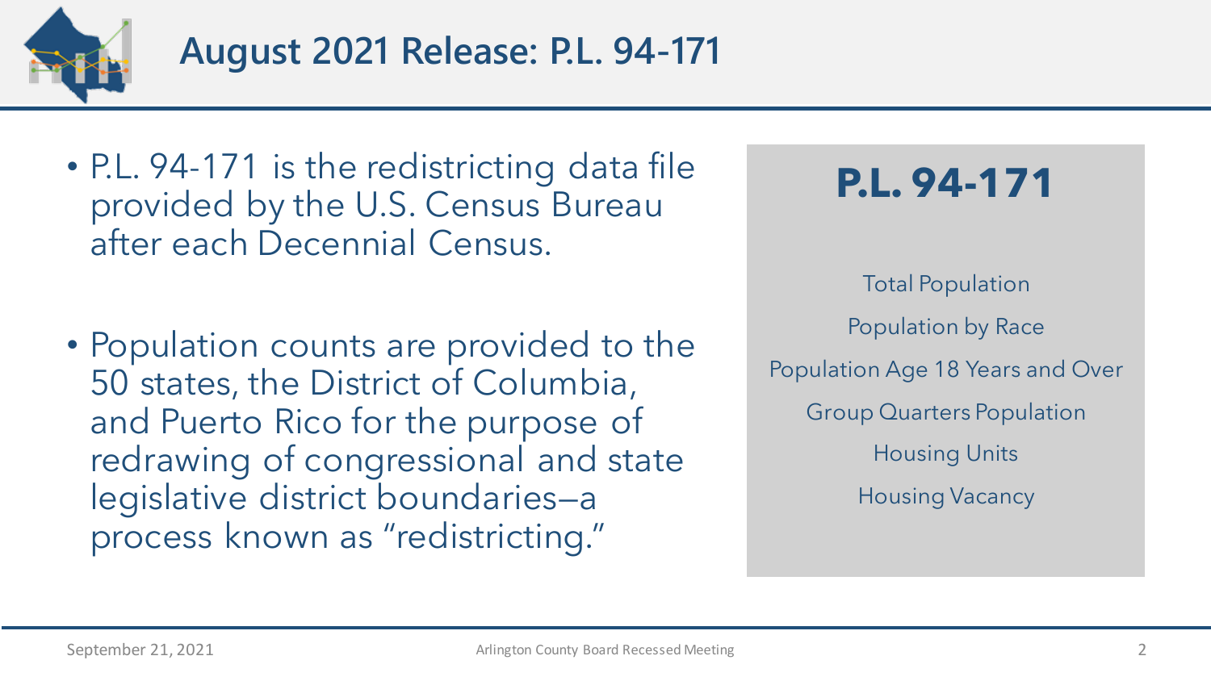# August 2021 Release: P.L. 94-171

- P.L. 94-171 is the redistricting data file provided by the U.S. Census Bureau after each Decennial Census.

- Population counts are provided to the 50 states, the District of Columbia, and Puerto Rico for the purpose of redrawing of congressional and state legislative district boundaries—a process known as "redistricting."

## P.L. 94-171

Total Population

Population by Race

Population Age 18 Years and Over

Group Quarters Population

Housing Units

Housing Vacancy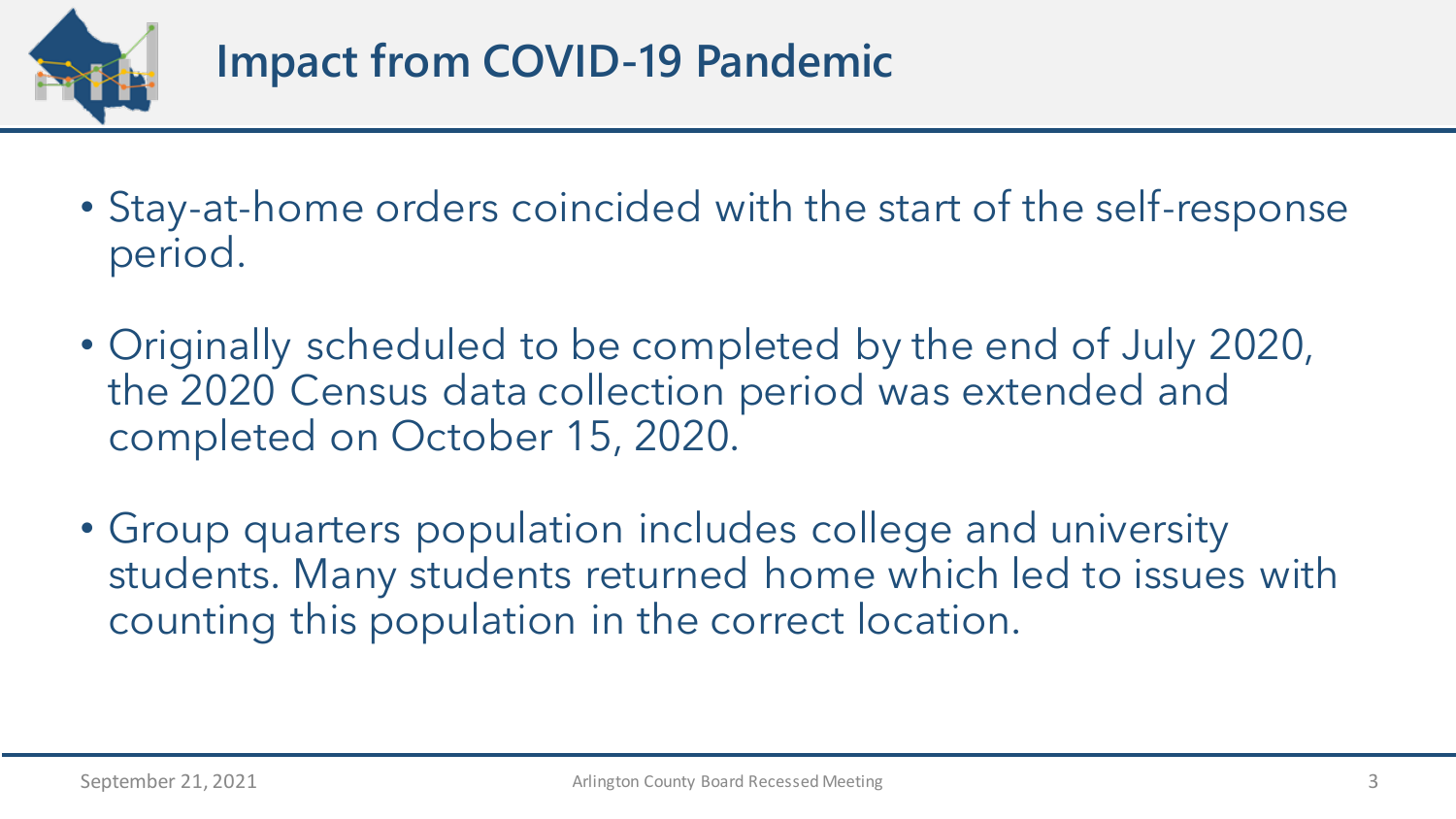# Impact from COVID-19 Pandemic

- Stay-at-home orders coincided with the start of the self-response period.
- Originally scheduled to be completed by the end of July 2020, the 2020 Census data collection period was extended and completed on October 15, 2020.
- Group quarters population includes college and university students. Many students returned home which led to issues with counting this population in the correct location.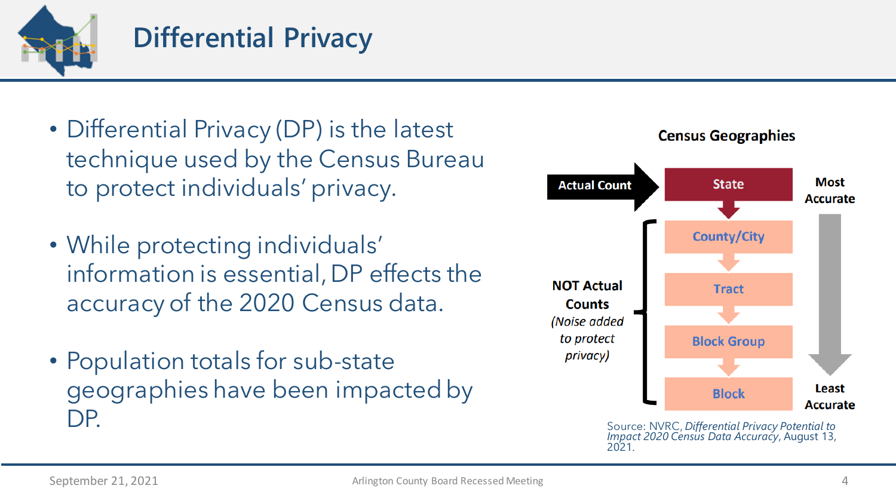# Differential Privacy

- Differential Privacy (DP) is the latest technique used by the Census Bureau to protect individuals' privacy.
- While protecting individuals' information is essential, DP effects the accuracy of the 2020 Census data.
- Population totals for sub-state geographies have been impacted by DP.

**Census Geographies**

**Actual Count** → **State**

**NOT Actual Counts** *(Noise added to protect privacy)*: **County/City** → **Tract** → **Block Group** → **Block**

**Most Accurate** → **Least Accurate**

Source: NVRC, *Differential Privacy Potential to Impact 2020 Census Data Accuracy*, August 13, 2021.

September 21, 2021 Arlington County Board Recessed Meeting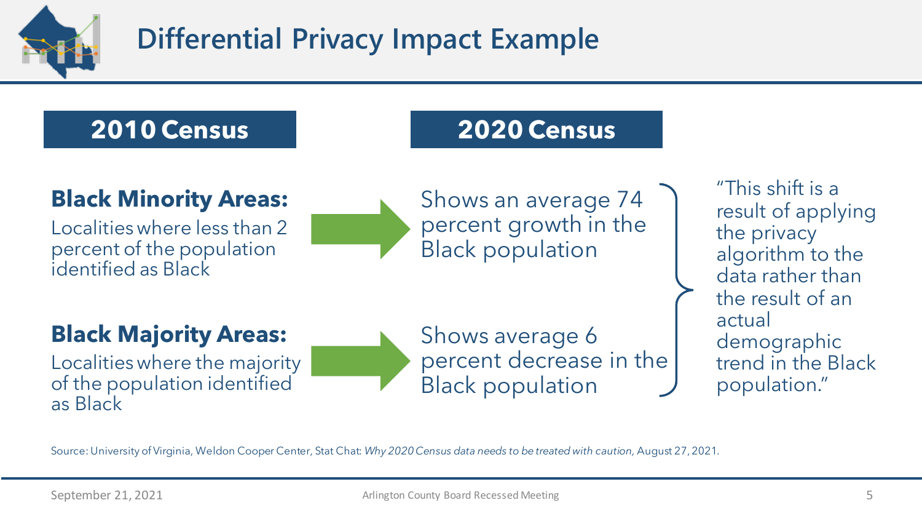# Differential Privacy Impact Example

| 2010 Census | 2020 Census |
|---|---|
| **Black Minority Areas:** Localities where less than 2 percent of the population identified as Black | Shows an average 74 percent growth in the Black population |
| **Black Majority Areas:** Localities where the majority of the population identified as Black | Shows average 6 percent decrease in the Black population |

"This shift is a result of applying the privacy algorithm to the data rather than the result of an actual demographic trend in the Black population."

Source: University of Virginia, Weldon Cooper Center, Stat Chat: *Why 2020 Census data needs to be treated with caution,* August 27, 2021.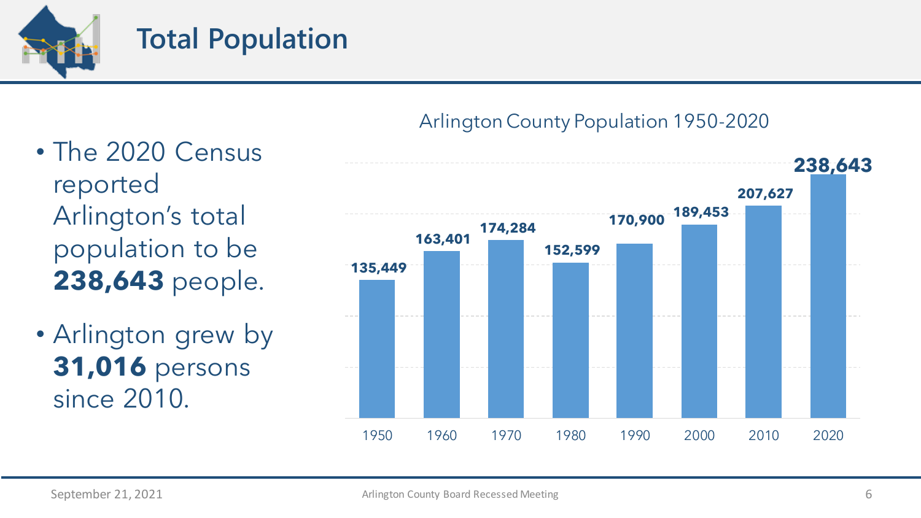# Total Population

- The 2020 Census reported Arlington's total population to be **238,643** people.
- Arlington grew by **31,016** persons since 2010.

Arlington County Population 1950-2020

| Year | Population |
|---|---|
| 1950 | 135,449 |
| 1960 | 163,401 |
| 1970 | 174,284 |
| 1980 | 152,599 |
| 1990 | 170,900 |
| 2000 | 189,453 |
| 2010 | 207,627 |
| 2020 | 238,643 |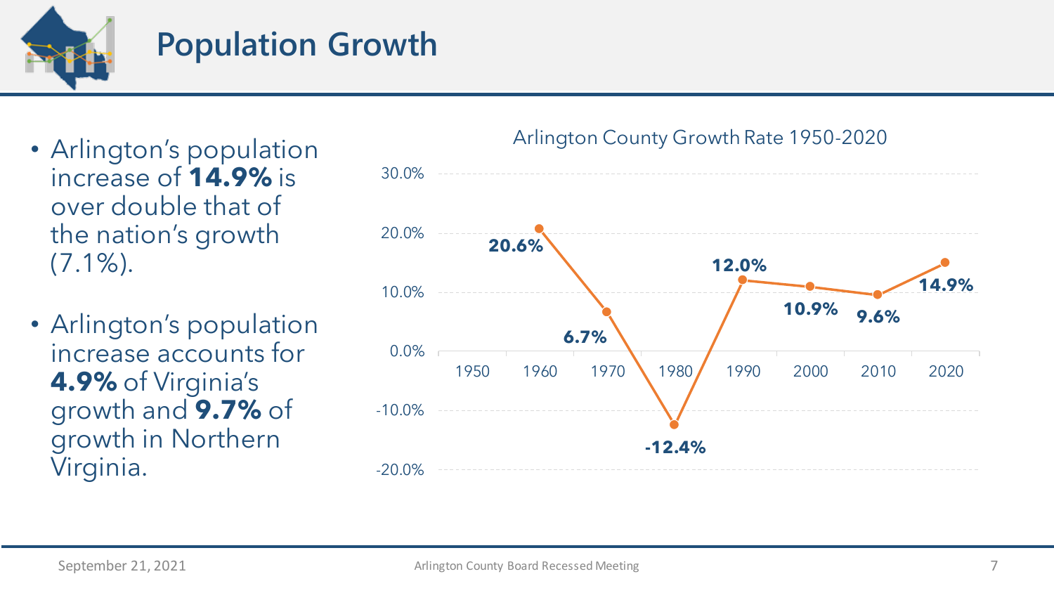# Population Growth

- Arlington's population increase of **14.9%** is over double that of the nation's growth (7.1%).
- Arlington's population increase accounts for **4.9%** of Virginia's growth and **9.7%** of growth in Northern Virginia.

Arlington County Growth Rate 1950-2020

| Year | Growth Rate |
| --- | --- |
| 1960 | 20.6% |
| 1970 | 6.7% |
| 1980 | -12.4% |
| 1990 | 12.0% |
| 2000 | 10.9% |
| 2010 | 9.6% |
| 2020 | 14.9% |

September 21, 2021 — Arlington County Board Recessed Meeting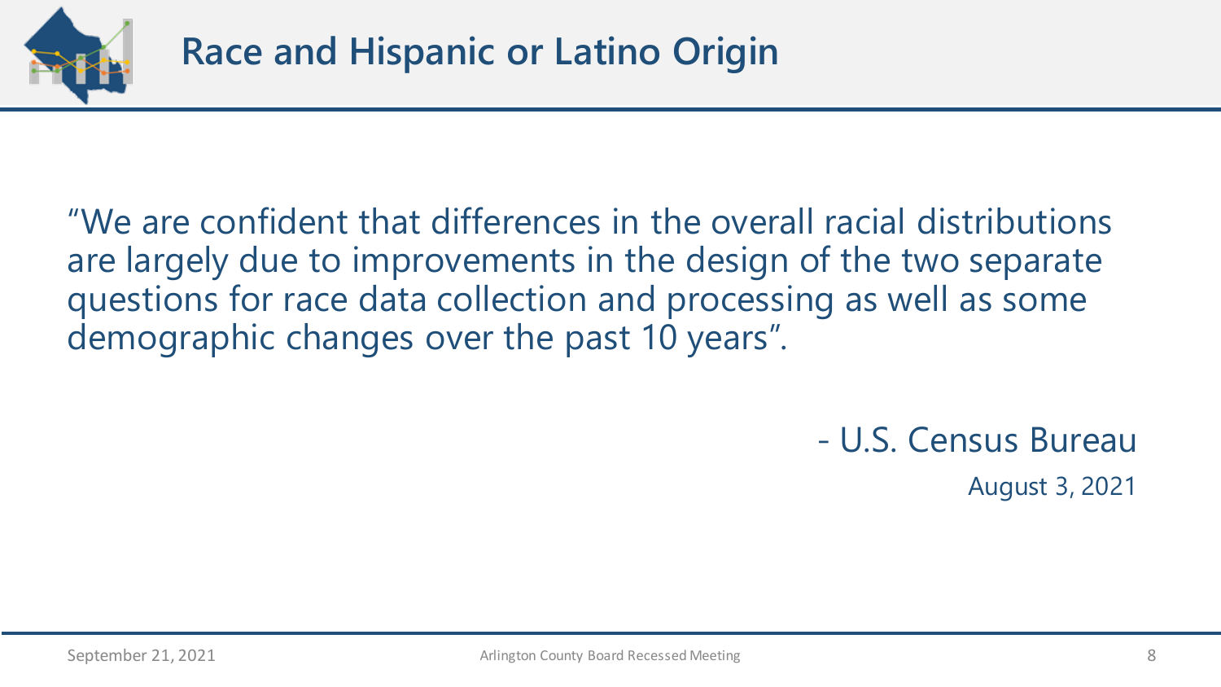# Race and Hispanic or Latino Origin

"We are confident that differences in the overall racial distributions are largely due to improvements in the design of the two separate questions for race data collection and processing as well as some demographic changes over the past 10 years".

- U.S. Census Bureau

August 3, 2021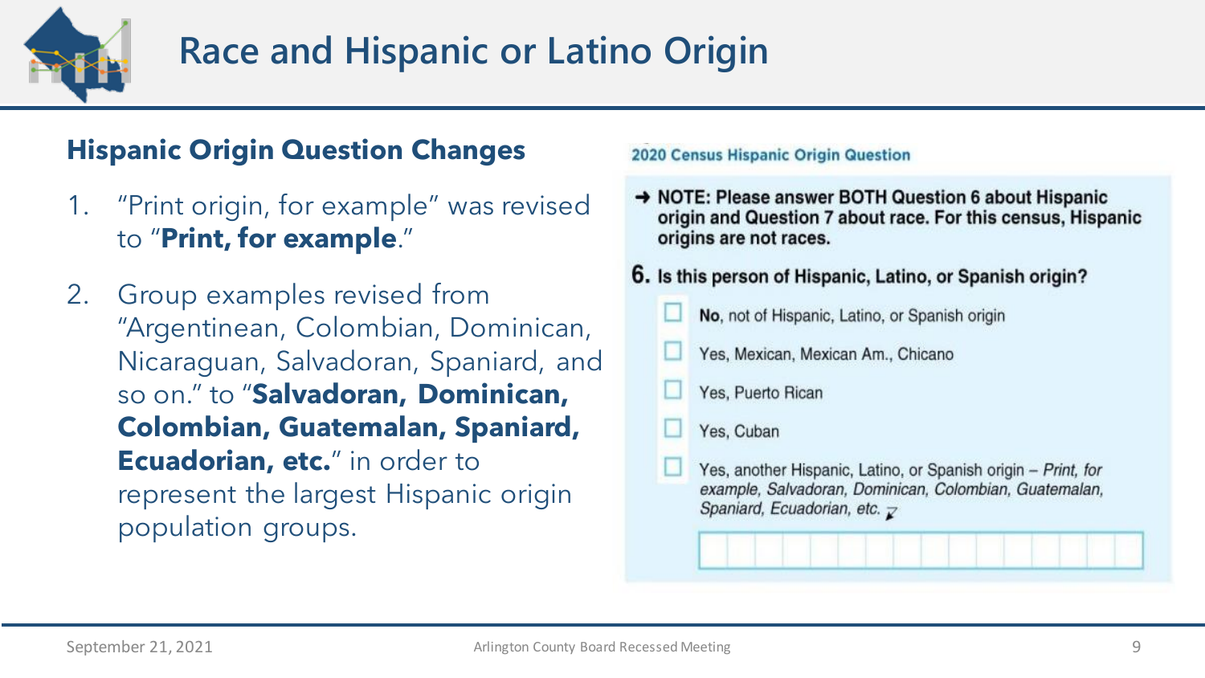# Race and Hispanic or Latino Origin

## Hispanic Origin Question Changes

1. "Print origin, for example" was revised to "**Print, for example**."
2. Group examples revised from "Argentinean, Colombian, Dominican, Nicaraguan, Salvadoran, Spaniard, and so on." to "**Salvadoran, Dominican, Colombian, Guatemalan, Spaniard, Ecuadorian, etc.**" in order to represent the largest Hispanic origin population groups.

**2020 Census Hispanic Origin Question**

→ **NOTE: Please answer BOTH Question 6 about Hispanic origin and Question 7 about race. For this census, Hispanic origins are not races.**

**6. Is this person of Hispanic, Latino, or Spanish origin?**

- ☐ **No**, not of Hispanic, Latino, or Spanish origin
- ☐ Yes, Mexican, Mexican Am., Chicano
- ☐ Yes, Puerto Rican
- ☐ Yes, Cuban
- ☐ Yes, another Hispanic, Latino, or Spanish origin – *Print, for example, Salvadoran, Dominican, Colombian, Guatemalan, Spaniard, Ecuadorian, etc.*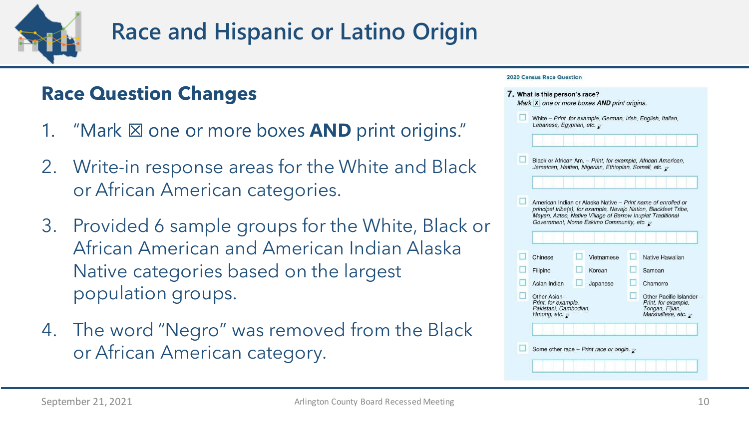# Race and Hispanic or Latino Origin

## Race Question Changes

1. "Mark ☒ one or more boxes **AND** print origins."
2. Write-in response areas for the White and Black or African American categories.
3. Provided 6 sample groups for the White, Black or African American and American Indian Alaska Native categories based on the largest population groups.
4. The word "Negro" was removed from the Black or African American category.

**2020 Census Race Question**

**7. What is this person's race?**
*Mark ☒ one or more boxes **AND** print origins.*

- ☐ White – *Print, for example, German, Irish, English, Italian, Lebanese, Egyptian, etc.*
- ☐ Black or African Am. – *Print, for example, African American, Jamaican, Haitian, Nigerian, Ethiopian, Somali, etc.*
- ☐ American Indian or Alaska Native – *Print name of enrolled or principal tribe(s), for example, Navajo Nation, Blackfeet Tribe, Mayan, Aztec, Native Village of Barrow Inupiat Traditional Government, Nome Eskimo Community, etc.*
- ☐ Chinese
- ☐ Vietnamese
- ☐ Native Hawaiian
- ☐ Filipino
- ☐ Korean
- ☐ Samoan
- ☐ Asian Indian
- ☐ Japanese
- ☐ Chamorro
- ☐ Other Asian – *Print, for example, Pakistani, Cambodian, Hmong, etc.*
- ☐ Other Pacific Islander – *Print, for example, Tongan, Fijian, Marshallese, etc.*
- ☐ Some other race – *Print race or origin.*

September 21, 2021

Arlington County Board Recessed Meeting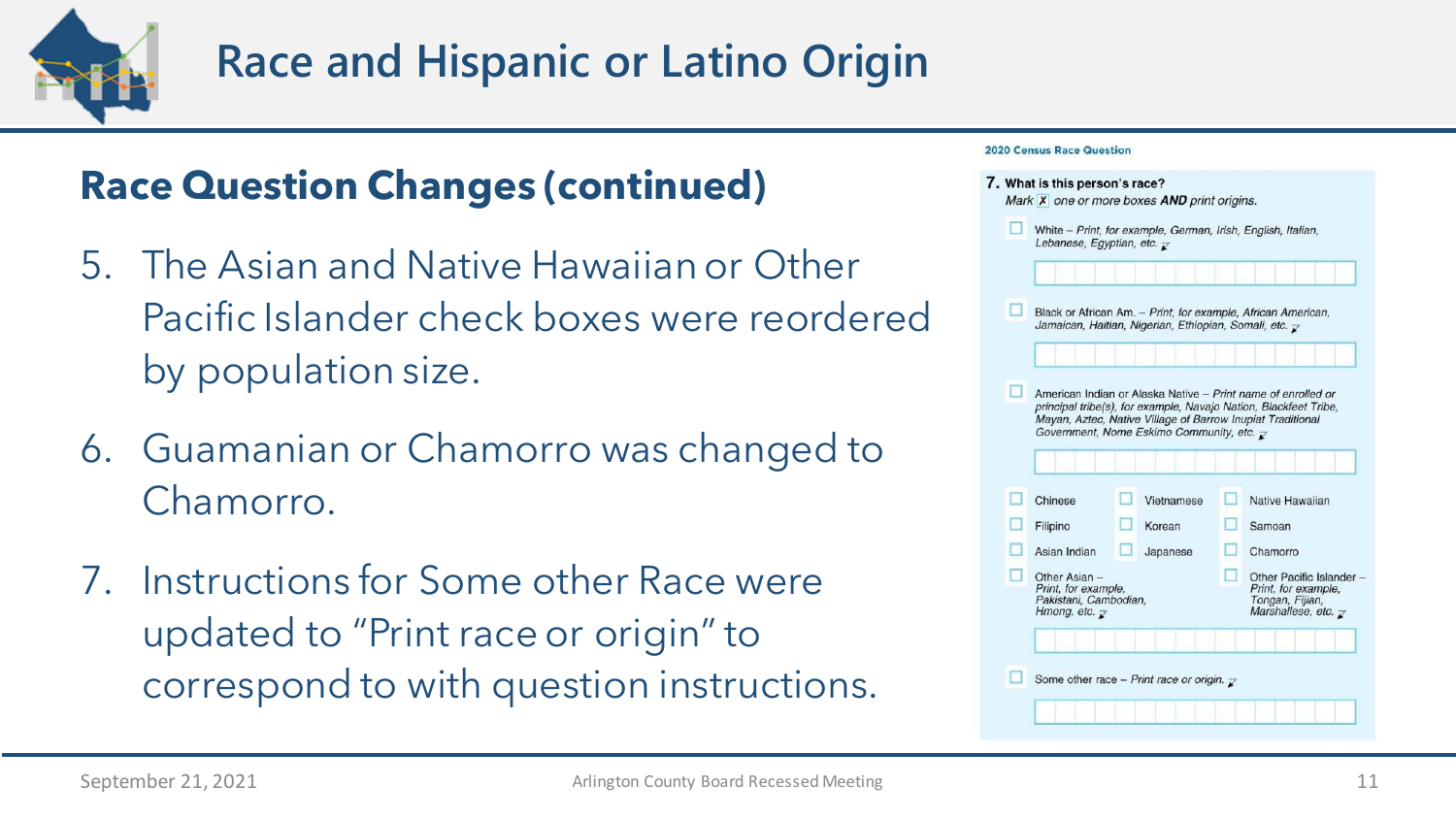# Race and Hispanic or Latino Origin

## Race Question Changes (continued)

5. The Asian and Native Hawaiian or Other Pacific Islander check boxes were reordered by population size.
6. Guamanian or Chamorro was changed to Chamorro.
7. Instructions for Some other Race were updated to "Print race or origin" to correspond to with question instructions.

**2020 Census Race Question**

**7. What is this person's race?**
*Mark* [X] *one or more boxes* ***AND*** *print origins.*

- ☐ White – *Print, for example, German, Irish, English, Italian, Lebanese, Egyptian, etc.*
- ☐ Black or African Am. – *Print, for example, African American, Jamaican, Haitian, Nigerian, Ethiopian, Somali, etc.*
- ☐ American Indian or Alaska Native – *Print name of enrolled or principal tribe(s), for example, Navajo Nation, Blackfeet Tribe, Mayan, Aztec, Native Village of Barrow Inupiat Traditional Government, Nome Eskimo Community, etc.*
- ☐ Chinese
- ☐ Vietnamese
- ☐ Native Hawaiian
- ☐ Filipino
- ☐ Korean
- ☐ Samoan
- ☐ Asian Indian
- ☐ Japanese
- ☐ Chamorro
- ☐ Other Asian – *Print, for example, Pakistani, Cambodian, Hmong, etc.*
- ☐ Other Pacific Islander – *Print, for example, Tongan, Fijian, Marshallese, etc.*
- ☐ Some other race – *Print race or origin.*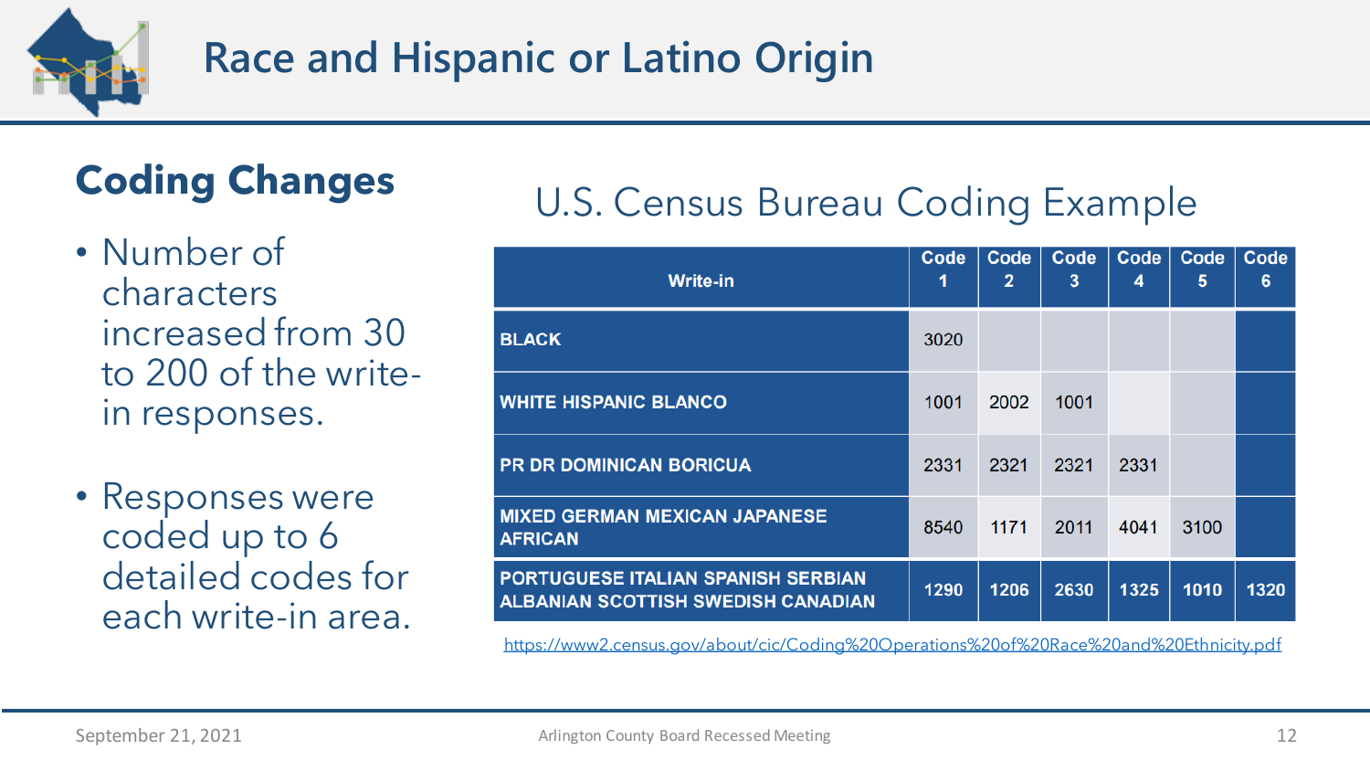# Race and Hispanic or Latino Origin

## Coding Changes

- Number of characters increased from 30 to 200 of the write-in responses.
- Responses were coded up to 6 detailed codes for each write-in area.

### U.S. Census Bureau Coding Example

| Write-in | Code 1 | Code 2 | Code 3 | Code 4 | Code 5 | Code 6 |
|---|---|---|---|---|---|---|
| BLACK | 3020 | | | | | |
| WHITE HISPANIC BLANCO | 1001 | 2002 | 1001 | | | |
| PR DR DOMINICAN BORICUA | 2331 | 2321 | 2321 | 2331 | | |
| MIXED GERMAN MEXICAN JAPANESE AFRICAN | 8540 | 1171 | 2011 | 4041 | 3100 | |
| PORTUGUESE ITALIAN SPANISH SERBIAN ALBANIAN SCOTTISH SWEDISH CANADIAN | 1290 | 1206 | 2630 | 1325 | 1010 | 1320 |

https://www2.census.gov/about/cic/Coding%20Operations%20of%20Race%20and%20Ethnicity.pdf

September 21, 2021 — Arlington County Board Recessed Meeting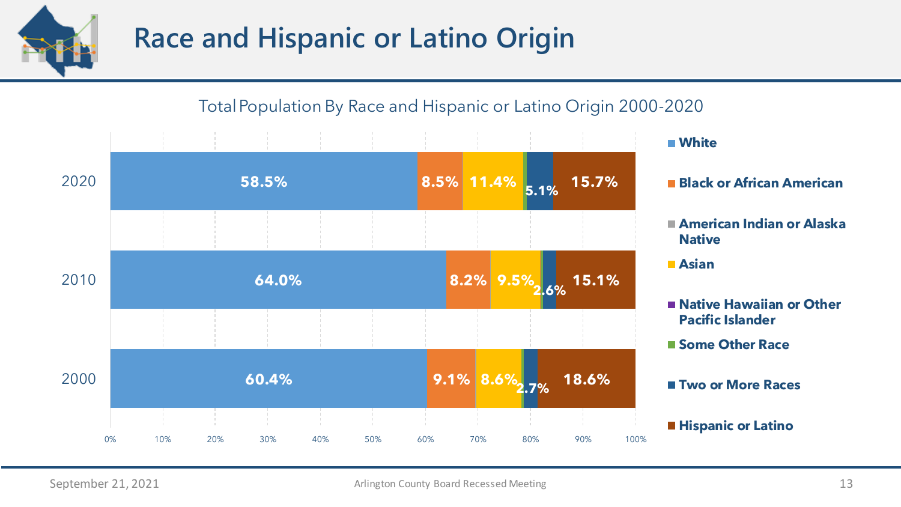# Race and Hispanic or Latino Origin

Total Population By Race and Hispanic or Latino Origin 2000-2020

| Year | White | Black or African American | American Indian or Alaska Native | Asian | Native Hawaiian or Other Pacific Islander | Some Other Race | Two or More Races | Hispanic or Latino |
|---|---|---|---|---|---|---|---|---|
| 2020 | 58.5% | 8.5% | | 11.4% | | | 5.1% | 15.7% |
| 2010 | 64.0% | 8.2% | | 9.5% | | | 2.6% | 15.1% |
| 2000 | 60.4% | 9.1% | | 8.6% | | | 2.7% | 18.6% |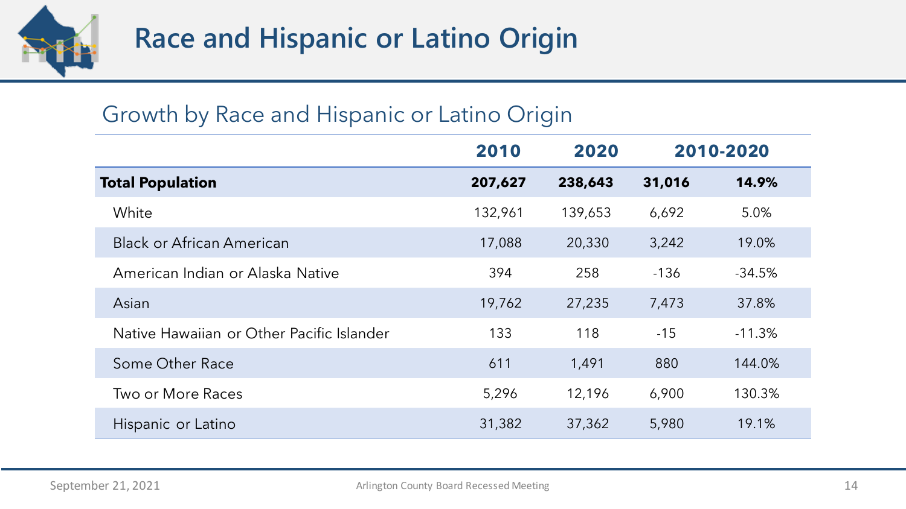# Race and Hispanic or Latino Origin

## Growth by Race and Hispanic or Latino Origin

| | 2010 | 2020 | 2010-2020 | |
|---|---|---|---|---|
| **Total Population** | **207,627** | **238,643** | **31,016** | **14.9%** |
| White | 132,961 | 139,653 | 6,692 | 5.0% |
| Black or African American | 17,088 | 20,330 | 3,242 | 19.0% |
| American Indian or Alaska Native | 394 | 258 | -136 | -34.5% |
| Asian | 19,762 | 27,235 | 7,473 | 37.8% |
| Native Hawaiian or Other Pacific Islander | 133 | 118 | -15 | -11.3% |
| Some Other Race | 611 | 1,491 | 880 | 144.0% |
| Two or More Races | 5,296 | 12,196 | 6,900 | 130.3% |
| Hispanic or Latino | 31,382 | 37,362 | 5,980 | 19.1% |

September 21, 2021

Arlington County Board Recessed Meeting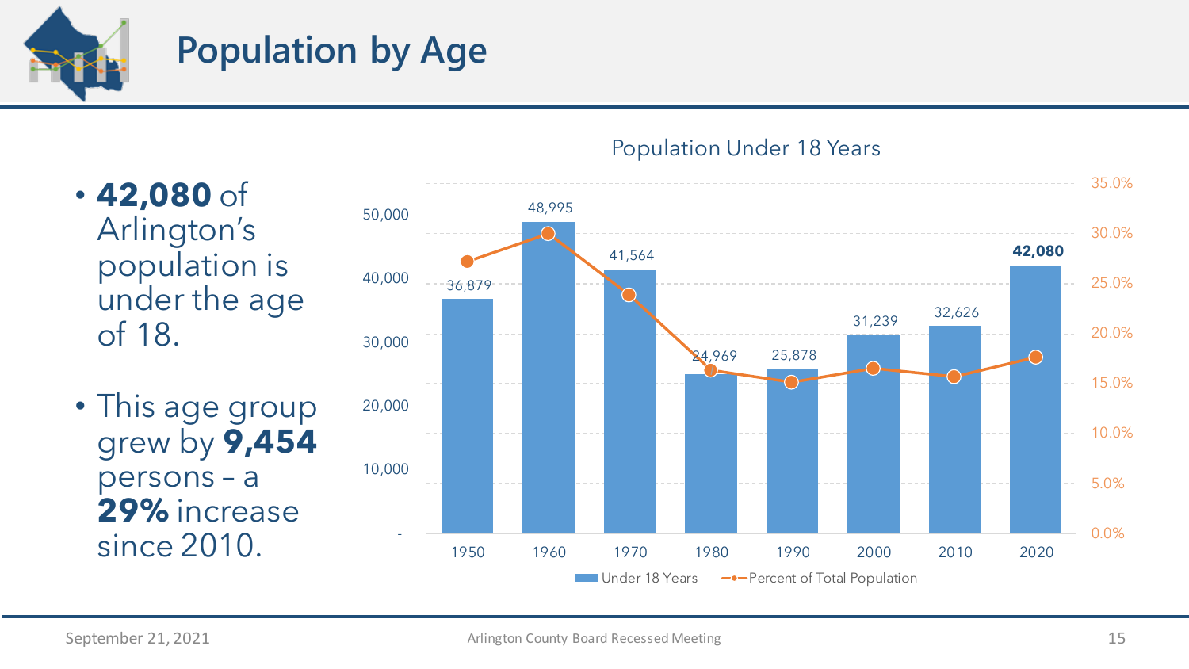# Population by Age

- **42,080** of Arlington's population is under the age of 18.
- This age group grew by **9,454** persons – a **29%** increase since 2010.

Population Under 18 Years

| Year | Under 18 Years |
|---|---|
| 1950 | 36,879 |
| 1960 | 48,995 |
| 1970 | 41,564 |
| 1980 | 24,969 |
| 1990 | 25,878 |
| 2000 | 31,239 |
| 2010 | 32,626 |
| 2020 | **42,080** |

Under 18 Years — Percent of Total Population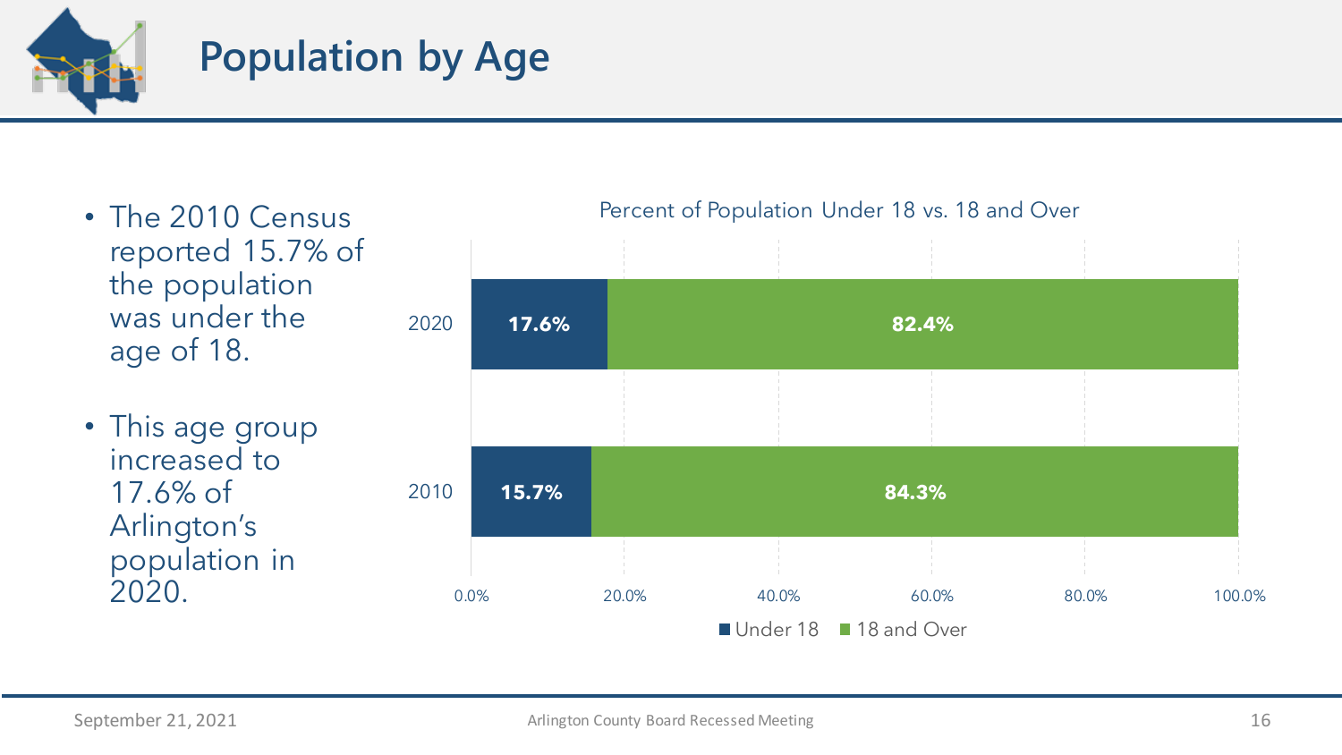# Population by Age

- The 2010 Census reported 15.7% of the population was under the age of 18.
- This age group increased to 17.6% of Arlington's population in 2020.

**Percent of Population Under 18 vs. 18 and Over**

| Year | Under 18 | 18 and Over |
| --- | --- | --- |
| 2020 | 17.6% | 82.4% |
| 2010 | 15.7% | 84.3% |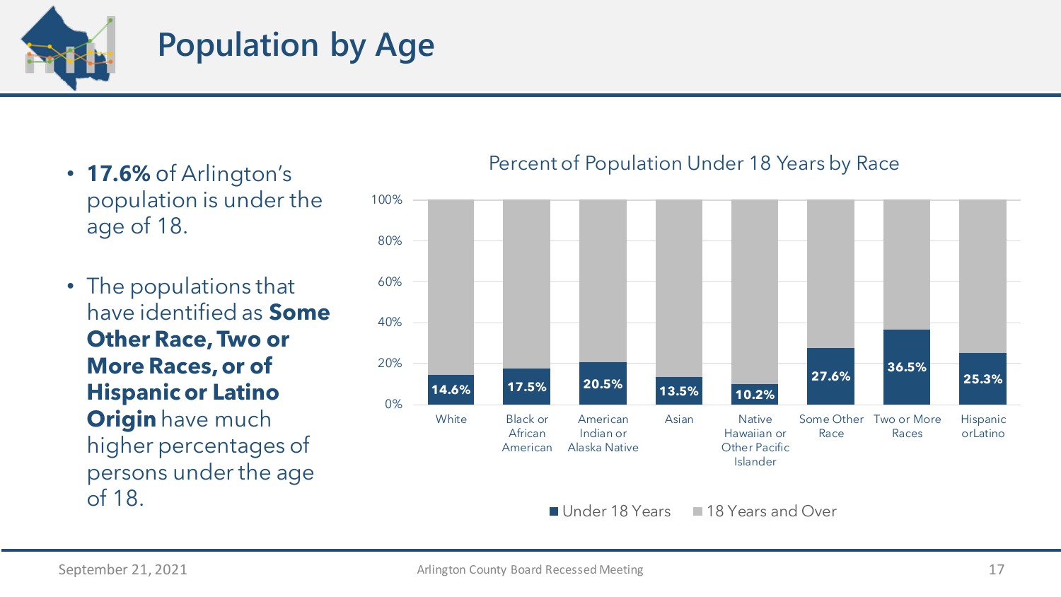# Population by Age

- **17.6%** of Arlington's population is under the age of 18.
- The populations that have identified as **Some Other Race, Two or More Races, or of Hispanic or Latino Origin** have much higher percentages of persons under the age of 18.

Percent of Population Under 18 Years by Race

| Race | Under 18 Years |
|---|---|
| White | 14.6% |
| Black or African American | 17.5% |
| American Indian or Alaska Native | 20.5% |
| Asian | 13.5% |
| Native Hawaiian or Other Pacific Islander | 10.2% |
| Some Other Race | 27.6% |
| Two or More Races | 36.5% |
| Hispanic orLatino | 25.3% |

■ Under 18 Years ■ 18 Years and Over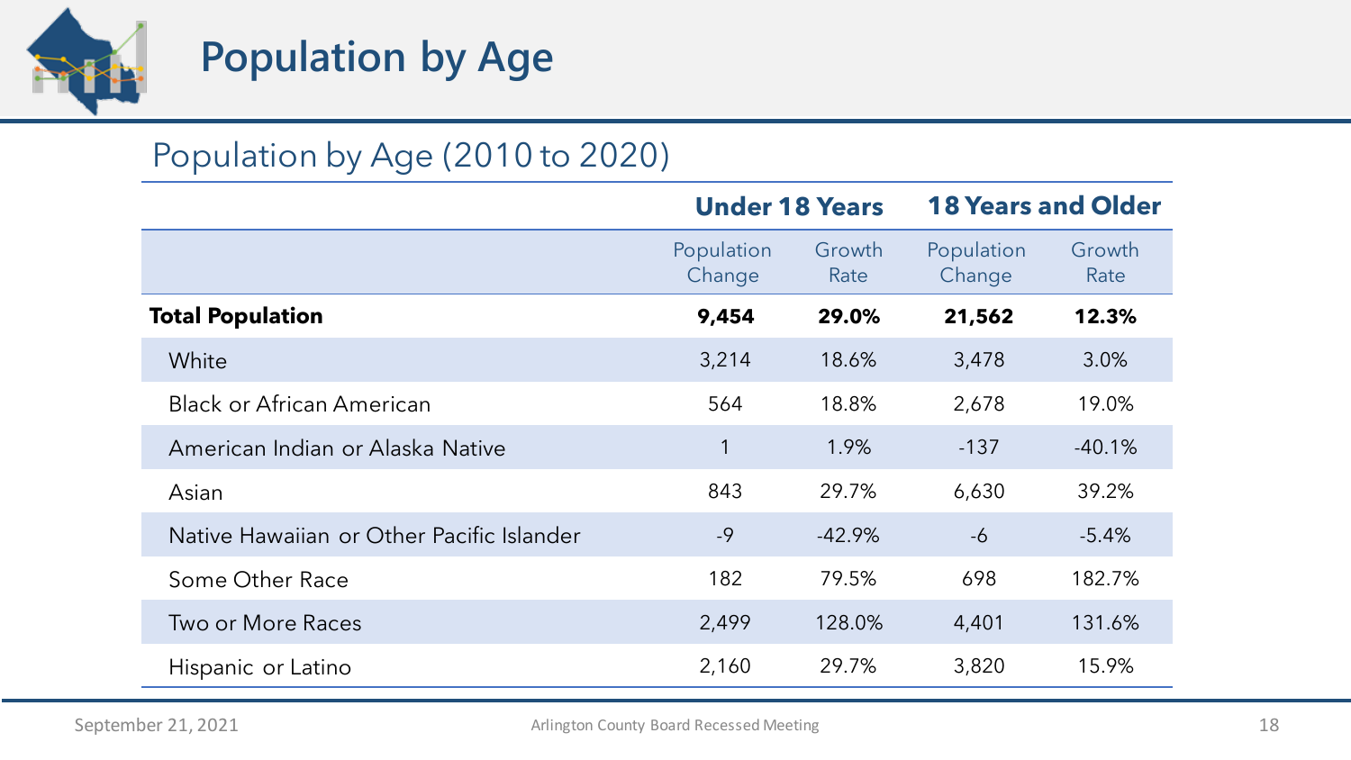# Population by Age

## Population by Age (2010 to 2020)

| | Under 18 Years | | 18 Years and Older | |
|---|---|---|---|---|
| | Population Change | Growth Rate | Population Change | Growth Rate |
| **Total Population** | **9,454** | **29.0%** | **21,562** | **12.3%** |
| White | 3,214 | 18.6% | 3,478 | 3.0% |
| Black or African American | 564 | 18.8% | 2,678 | 19.0% |
| American Indian or Alaska Native | 1 | 1.9% | -137 | -40.1% |
| Asian | 843 | 29.7% | 6,630 | 39.2% |
| Native Hawaiian or Other Pacific Islander | -9 | -42.9% | -6 | -5.4% |
| Some Other Race | 182 | 79.5% | 698 | 182.7% |
| Two or More Races | 2,499 | 128.0% | 4,401 | 131.6% |
| Hispanic or Latino | 2,160 | 29.7% | 3,820 | 15.9% |

September 21, 2021

Arlington County Board Recessed Meeting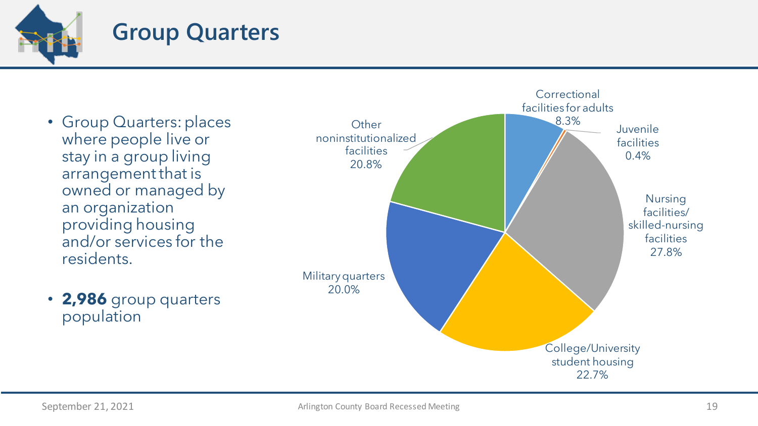# Group Quarters

- Group Quarters: places where people live or stay in a group living arrangement that is owned or managed by an organization providing housing and/or services for the residents.
- **2,986** group quarters population

| Category | Percent |
| --- | --- |
| Correctional facilities for adults | 8.3% |
| Juvenile facilities | 0.4% |
| Nursing facilities/ skilled-nursing facilities | 27.8% |
| College/University student housing | 22.7% |
| Military quarters | 20.0% |
| Other noninstitutionalized facilities | 20.8% |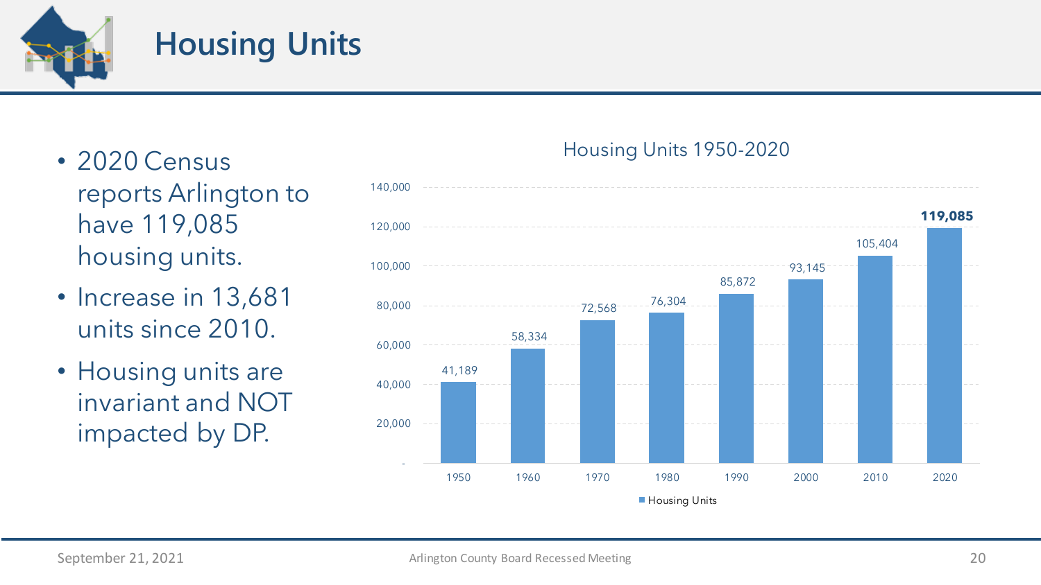# Housing Units

- 2020 Census reports Arlington to have 119,085 housing units.
- Increase in 13,681 units since 2010.
- Housing units are invariant and NOT impacted by DP.

Housing Units 1950-2020

| Year | Housing Units |
|---|---|
| 1950 | 41,189 |
| 1960 | 58,334 |
| 1970 | 72,568 |
| 1980 | 76,304 |
| 1990 | 85,872 |
| 2000 | 93,145 |
| 2010 | 105,404 |
| 2020 | **119,085** |

September 21, 2021 — Arlington County Board Recessed Meeting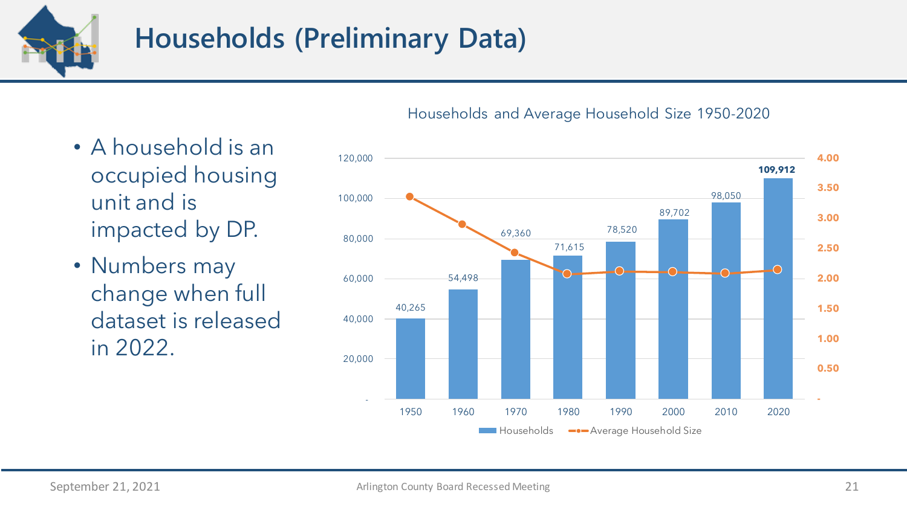# Households (Preliminary Data)

- A household is an occupied housing unit and is impacted by DP.
- Numbers may change when full dataset is released in 2022.

Households and Average Household Size 1950-2020

| Year | Households |
| --- | --- |
| 1950 | 40,265 |
| 1960 | 54,498 |
| 1970 | 69,360 |
| 1980 | 71,615 |
| 1990 | 78,520 |
| 2000 | 89,702 |
| 2010 | 98,050 |
| 2020 | **109,912** |

Households — Average Household Size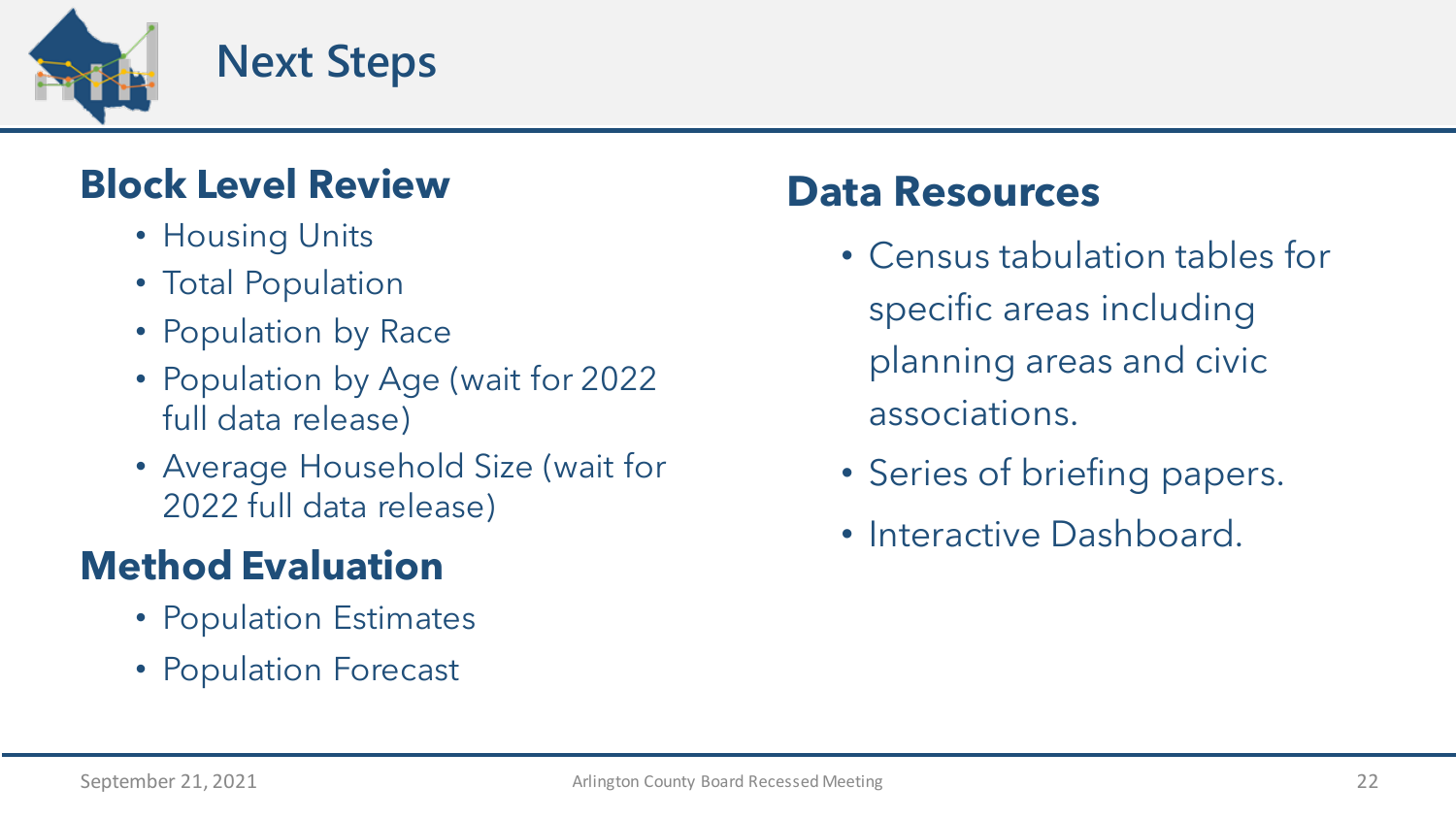# Next Steps

## Block Level Review

- Housing Units
- Total Population
- Population by Race
- Population by Age (wait for 2022 full data release)
- Average Household Size (wait for 2022 full data release)

## Method Evaluation

- Population Estimates
- Population Forecast

## Data Resources

- Census tabulation tables for specific areas including planning areas and civic associations.
- Series of briefing papers.
- Interactive Dashboard.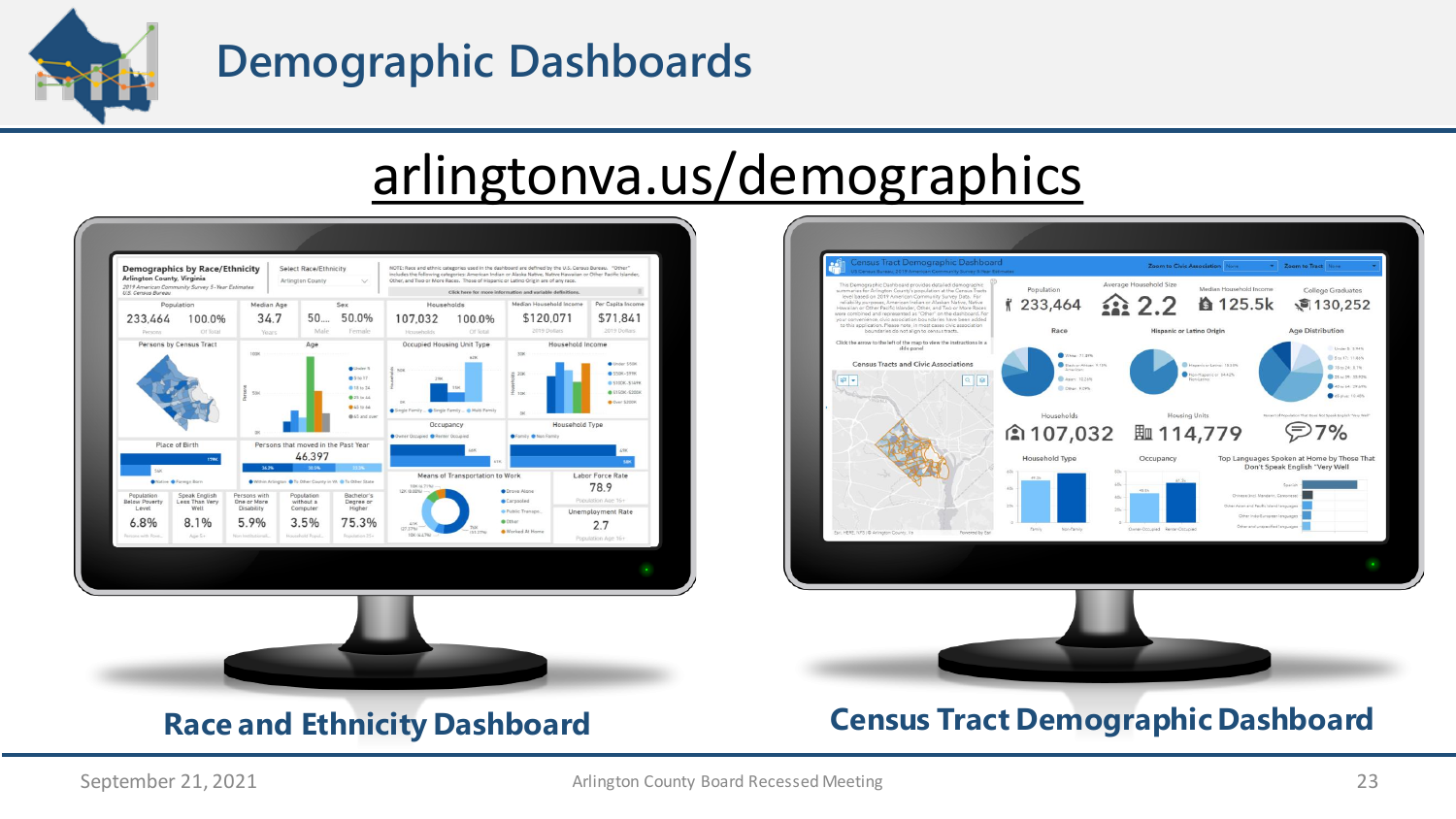# Demographic Dashboards

arlingtonva.us/demographics

**Race and Ethnicity Dashboard**

**Census Tract Demographic Dashboard**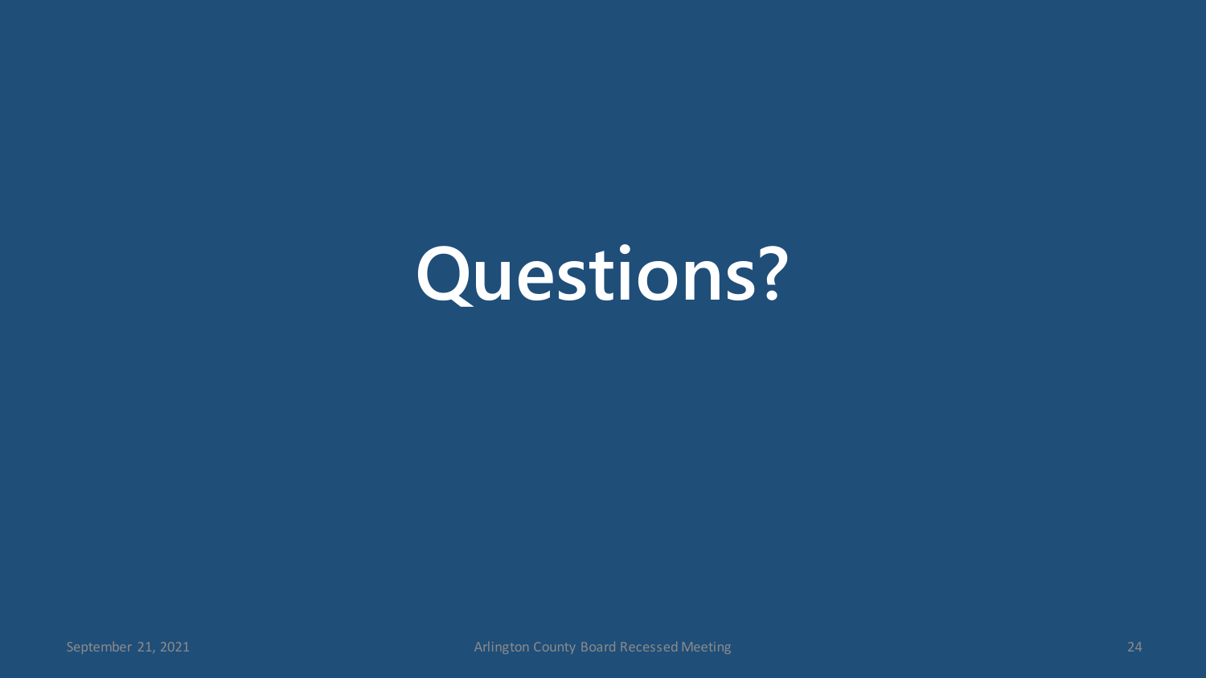# Questions?